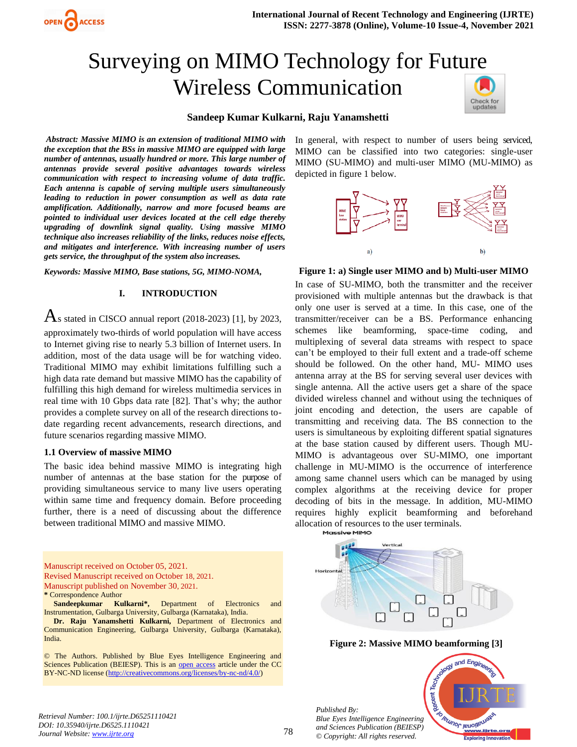# Surveying on MIMO Technology for Future Wireless Communication

**Sandeep Kumar Kulkarni, Raju Yanamshetti**

***Abstract: Massive MIMO is an extension of traditional MIMO with the exception that the BSs in massive MIMO are equipped with large number of antennas, usually hundred or more. This large number of antennas provide several positive advantages towards wireless communication with respect to increasing volume of data traffic. Each antenna is capable of serving multiple users simultaneously leading to reduction in power consumption as well as data rate amplification. Additionally, narrow and more focused beams are pointed to individual user devices located at the cell edge thereby upgrading of downlink signal quality. Using massive MIMO technique also increases reliability of the links, reduces noise effects, and mitigates and interference. With increasing number of users gets service, the throughput of the system also increases.***

***Keywords: Massive MIMO, Base stations, 5G, MIMO-NOMA,***

## I. INTRODUCTION

As stated in CISCO annual report (2018-2023) [1], by 2023, approximately two-thirds of world population will have access to Internet giving rise to nearly 5.3 billion of Internet users. In addition, most of the data usage will be for watching video. Traditional MIMO may exhibit limitations fulfilling such a high data rate demand but massive MIMO has the capability of fulfilling this high demand for wireless multimedia services in real time with 10 Gbps data rate [82]. That's why; the author provides a complete survey on all of the research directions to-date regarding recent advancements, research directions, and future scenarios regarding massive MIMO.

### 1.1 Overview of massive MIMO

The basic idea behind massive MIMO is integrating high number of antennas at the base station for the purpose of providing simultaneous service to many live users operating within same time and frequency domain. Before proceeding further, there is a need of discussing about the difference between traditional MIMO and massive MIMO.

In general, with respect to number of users being serviced, MIMO can be classified into two categories: single-user MIMO (SU-MIMO) and multi-user MIMO (MU-MIMO) as depicted in figure 1 below.

**Figure 1: a) Single user MIMO and b) Multi-user MIMO**

In case of SU-MIMO, both the transmitter and the receiver provisioned with multiple antennas but the drawback is that only one user is served at a time. In this case, one of the transmitter/receiver can be a BS. Performance enhancing schemes like beamforming, space-time coding, and multiplexing of several data streams with respect to space can't be employed to their full extent and a trade-off scheme should be followed. On the other hand, MU- MIMO uses antenna array at the BS for serving several user devices with single antenna. All the active users get a share of the space divided wireless channel and without using the techniques of joint encoding and detection, the users are capable of transmitting and receiving data. The BS connection to the users is simultaneous by exploiting different spatial signatures at the base station caused by different users. Though MU-MIMO is advantageous over SU-MIMO, one important challenge in MU-MIMO is the occurrence of interference among same channel users which can be managed by using complex algorithms at the receiving device for proper decoding of bits in the message. In addition, MU-MIMO requires highly explicit beamforming and beforehand allocation of resources to the user terminals.

**Figure 2: Massive MIMO beamforming [3]**

Manuscript received on October 05, 2021.
Revised Manuscript received on October 18, 2021.
Manuscript published on November 30, 2021.
\* Correspondence Author

**Sandeepkumar Kulkarni\*,** Department of Electronics and Instrumentation, Gulbarga University, Gulbarga (Karnataka), India.

**Dr. Raju Yanamshetti Kulkarni,** Department of Electronics and Communication Engineering, Gulbarga University, Gulbarga (Karnataka), India.

© The Authors. Published by Blue Eyes Intelligence Engineering and Sciences Publication (BEIESP). This is an open access article under the CC BY-NC-ND license (http://creativecommons.org/licenses/by-nc-nd/4.0/)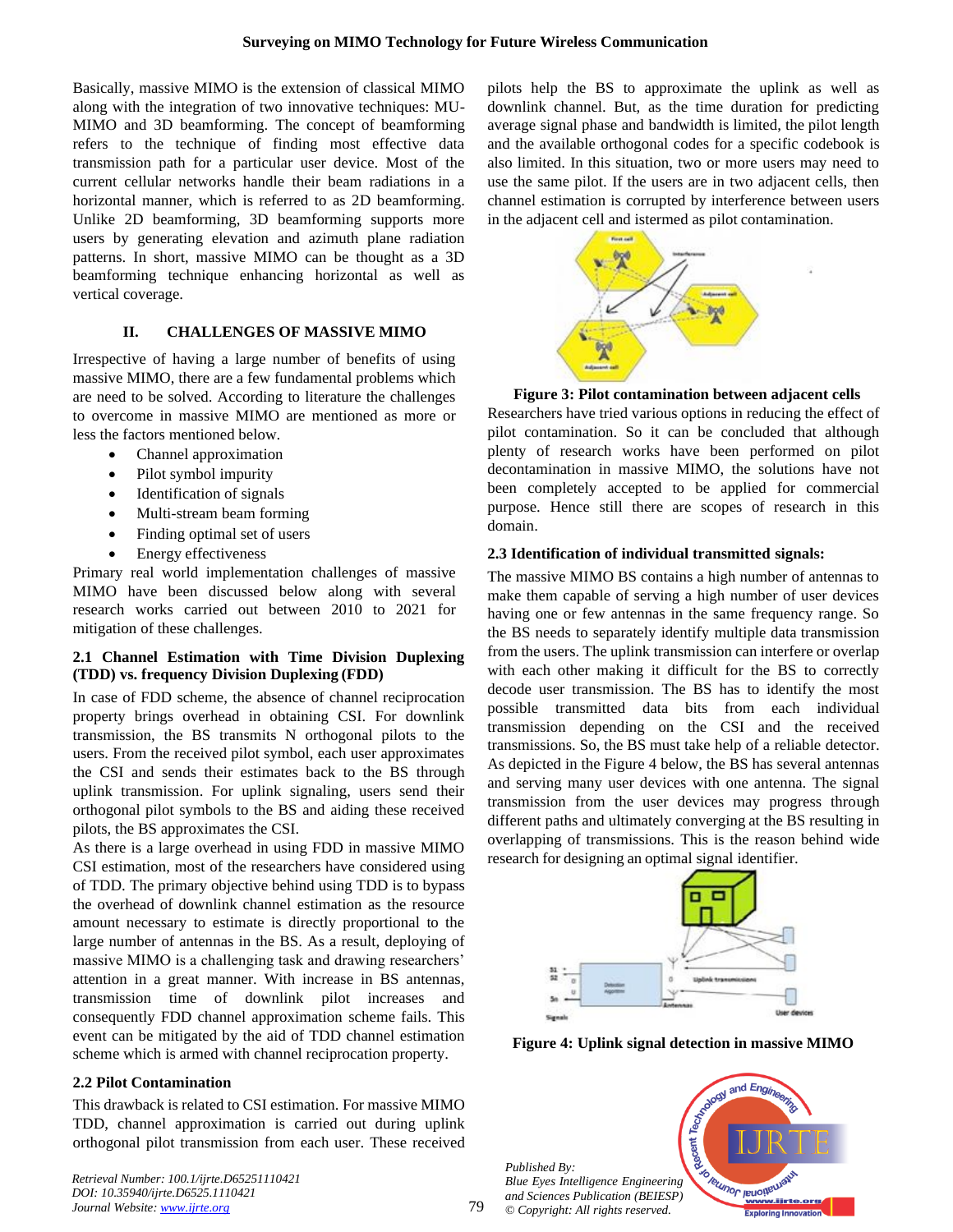Basically, massive MIMO is the extension of classical MIMO along with the integration of two innovative techniques: MU-MIMO and 3D beamforming. The concept of beamforming refers to the technique of finding most effective data transmission path for a particular user device. Most of the current cellular networks handle their beam radiations in a horizontal manner, which is referred to as 2D beamforming. Unlike 2D beamforming, 3D beamforming supports more users by generating elevation and azimuth plane radiation patterns. In short, massive MIMO can be thought as a 3D beamforming technique enhancing horizontal as well as vertical coverage.

## II. CHALLENGES OF MASSIVE MIMO

Irrespective of having a large number of benefits of using massive MIMO, there are a few fundamental problems which are need to be solved. According to literature the challenges to overcome in massive MIMO are mentioned as more or less the factors mentioned below.

- Channel approximation
- Pilot symbol impurity
- Identification of signals
- Multi-stream beam forming
- Finding optimal set of users
- Energy effectiveness

Primary real world implementation challenges of massive MIMO have been discussed below along with several research works carried out between 2010 to 2021 for mitigation of these challenges.

### 2.1 Channel Estimation with Time Division Duplexing (TDD) vs. frequency Division Duplexing (FDD)

In case of FDD scheme, the absence of channel reciprocation property brings overhead in obtaining CSI. For downlink transmission, the BS transmits N orthogonal pilots to the users. From the received pilot symbol, each user approximates the CSI and sends their estimates back to the BS through uplink transmission. For uplink signaling, users send their orthogonal pilot symbols to the BS and aiding these received pilots, the BS approximates the CSI.

As there is a large overhead in using FDD in massive MIMO CSI estimation, most of the researchers have considered using of TDD. The primary objective behind using TDD is to bypass the overhead of downlink channel estimation as the resource amount necessary to estimate is directly proportional to the large number of antennas in the BS. As a result, deploying of massive MIMO is a challenging task and drawing researchers' attention in a great manner. With increase in BS antennas, transmission time of downlink pilot increases and consequently FDD channel approximation scheme fails. This event can be mitigated by the aid of TDD channel estimation scheme which is armed with channel reciprocation property.

### 2.2 Pilot Contamination

This drawback is related to CSI estimation. For massive MIMO TDD, channel approximation is carried out during uplink orthogonal pilot transmission from each user. These received pilots help the BS to approximate the uplink as well as downlink channel. But, as the time duration for predicting average signal phase and bandwidth is limited, the pilot length and the available orthogonal codes for a specific codebook is also limited. In this situation, two or more users may need to use the same pilot. If the users are in two adjacent cells, then channel estimation is corrupted by interference between users in the adjacent cell and istermed as pilot contamination.

**Figure 3: Pilot contamination between adjacent cells**

Researchers have tried various options in reducing the effect of pilot contamination. So it can be concluded that although plenty of research works have been performed on pilot decontamination in massive MIMO, the solutions have not been completely accepted to be applied for commercial purpose. Hence still there are scopes of research in this domain.

### 2.3 Identification of individual transmitted signals:

The massive MIMO BS contains a high number of antennas to make them capable of serving a high number of user devices having one or few antennas in the same frequency range. So the BS needs to separately identify multiple data transmission from the users. The uplink transmission can interfere or overlap with each other making it difficult for the BS to correctly decode user transmission. The BS has to identify the most possible transmitted data bits from each individual transmission depending on the CSI and the received transmissions. So, the BS must take help of a reliable detector. As depicted in the Figure 4 below, the BS has several antennas and serving many user devices with one antenna. The signal transmission from the user devices may progress through different paths and ultimately converging at the BS resulting in overlapping of transmissions. This is the reason behind wide research for designing an optimal signal identifier.

**Figure 4: Uplink signal detection in massive MIMO**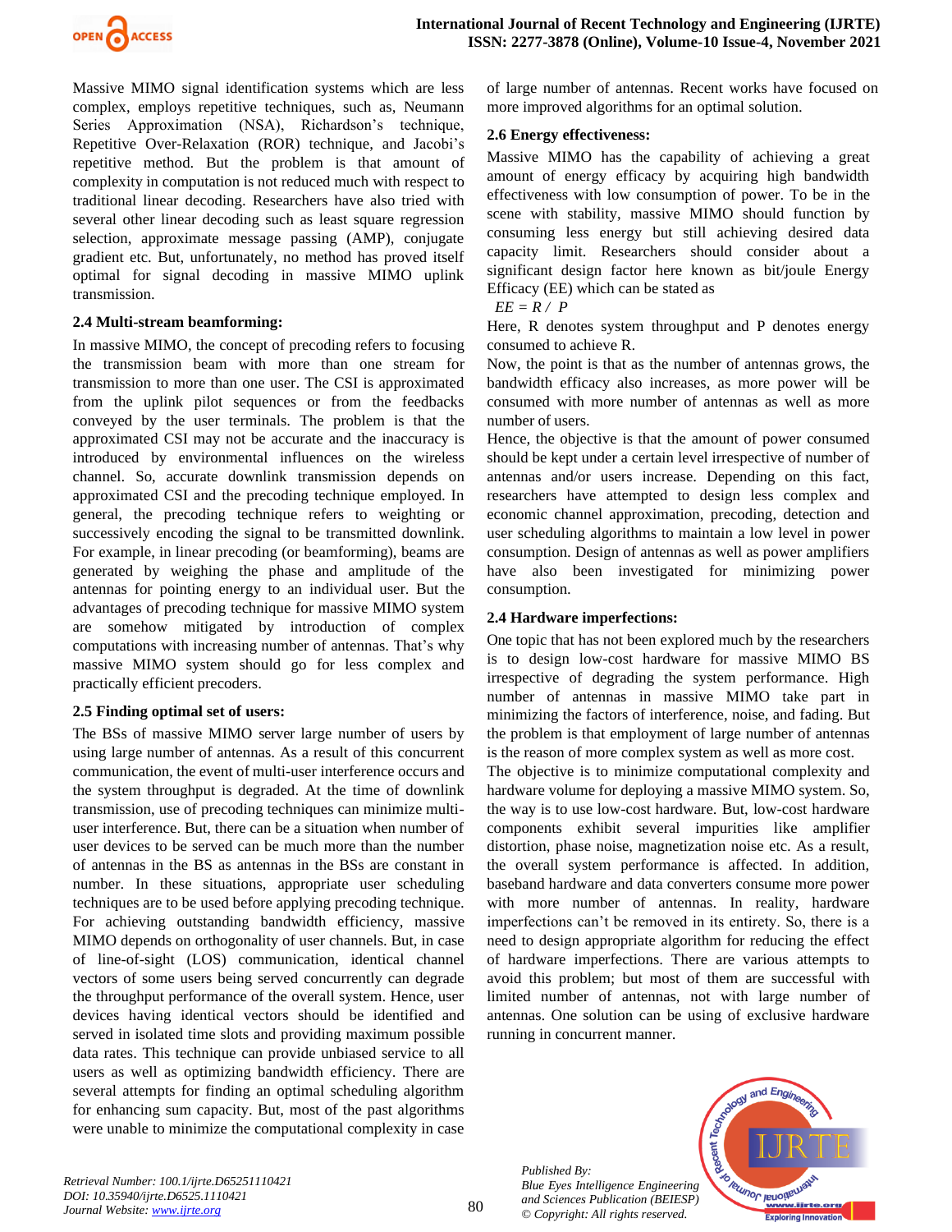Massive MIMO signal identification systems which are less complex, employs repetitive techniques, such as, Neumann Series Approximation (NSA), Richardson's technique, Repetitive Over-Relaxation (ROR) technique, and Jacobi's repetitive method. But the problem is that amount of complexity in computation is not reduced much with respect to traditional linear decoding. Researchers have also tried with several other linear decoding such as least square regression selection, approximate message passing (AMP), conjugate gradient etc. But, unfortunately, no method has proved itself optimal for signal decoding in massive MIMO uplink transmission.

### 2.4 Multi-stream beamforming:

In massive MIMO, the concept of precoding refers to focusing the transmission beam with more than one stream for transmission to more than one user. The CSI is approximated from the uplink pilot sequences or from the feedbacks conveyed by the user terminals. The problem is that the approximated CSI may not be accurate and the inaccuracy is introduced by environmental influences on the wireless channel. So, accurate downlink transmission depends on approximated CSI and the precoding technique employed. In general, the precoding technique refers to weighting or successively encoding the signal to be transmitted downlink. For example, in linear precoding (or beamforming), beams are generated by weighing the phase and amplitude of the antennas for pointing energy to an individual user. But the advantages of precoding technique for massive MIMO system are somehow mitigated by introduction of complex computations with increasing number of antennas. That's why massive MIMO system should go for less complex and practically efficient precoders.

### 2.5 Finding optimal set of users:

The BSs of massive MIMO server large number of users by using large number of antennas. As a result of this concurrent communication, the event of multi-user interference occurs and the system throughput is degraded. At the time of downlink transmission, use of precoding techniques can minimize multi-user interference. But, there can be a situation when number of user devices to be served can be much more than the number of antennas in the BS as antennas in the BSs are constant in number. In these situations, appropriate user scheduling techniques are to be used before applying precoding technique. For achieving outstanding bandwidth efficiency, massive MIMO depends on orthogonality of user channels. But, in case of line-of-sight (LOS) communication, identical channel vectors of some users being served concurrently can degrade the throughput performance of the overall system. Hence, user devices having identical vectors should be identified and served in isolated time slots and providing maximum possible data rates. This technique can provide unbiased service to all users as well as optimizing bandwidth efficiency. There are several attempts for finding an optimal scheduling algorithm for enhancing sum capacity. But, most of the past algorithms were unable to minimize the computational complexity in case of large number of antennas. Recent works have focused on more improved algorithms for an optimal solution.

### 2.6 Energy effectiveness:

Massive MIMO has the capability of achieving a great amount of energy efficacy by acquiring high bandwidth effectiveness with low consumption of power. To be in the scene with stability, massive MIMO should function by consuming less energy but still achieving desired data capacity limit. Researchers should consider about a significant design factor here known as bit/joule Energy Efficacy (EE) which can be stated as

$$EE = R / P$$

Here, R denotes system throughput and P denotes energy consumed to achieve R.

Now, the point is that as the number of antennas grows, the bandwidth efficacy also increases, as more power will be consumed with more number of antennas as well as more number of users.

Hence, the objective is that the amount of power consumed should be kept under a certain level irrespective of number of antennas and/or users increase. Depending on this fact, researchers have attempted to design less complex and economic channel approximation, precoding, detection and user scheduling algorithms to maintain a low level in power consumption. Design of antennas as well as power amplifiers have also been investigated for minimizing power consumption.

### 2.4 Hardware imperfections:

One topic that has not been explored much by the researchers is to design low-cost hardware for massive MIMO BS irrespective of degrading the system performance. High number of antennas in massive MIMO take part in minimizing the factors of interference, noise, and fading. But the problem is that employment of large number of antennas is the reason of more complex system as well as more cost.

The objective is to minimize computational complexity and hardware volume for deploying a massive MIMO system. So, the way is to use low-cost hardware. But, low-cost hardware components exhibit several impurities like amplifier distortion, phase noise, magnetization noise etc. As a result, the overall system performance is affected. In addition, baseband hardware and data converters consume more power with more number of antennas. In reality, hardware imperfections can't be removed in its entirety. So, there is a need to design appropriate algorithm for reducing the effect of hardware imperfections. There are various attempts to avoid this problem; but most of them are successful with limited number of antennas, not with large number of antennas. One solution can be using of exclusive hardware running in concurrent manner.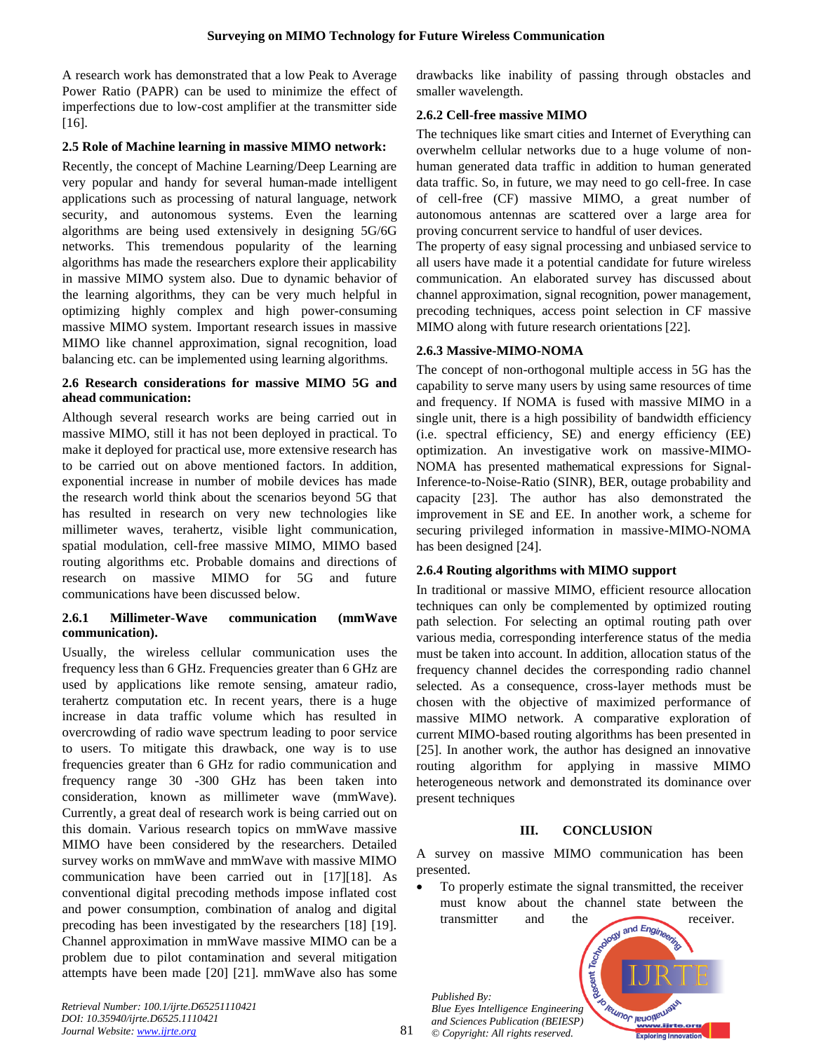A research work has demonstrated that a low Peak to Average Power Ratio (PAPR) can be used to minimize the effect of imperfections due to low-cost amplifier at the transmitter side [16].

### 2.5 Role of Machine learning in massive MIMO network:

Recently, the concept of Machine Learning/Deep Learning are very popular and handy for several human-made intelligent applications such as processing of natural language, network security, and autonomous systems. Even the learning algorithms are being used extensively in designing 5G/6G networks. This tremendous popularity of the learning algorithms has made the researchers explore their applicability in massive MIMO system also. Due to dynamic behavior of the learning algorithms, they can be very much helpful in optimizing highly complex and high power-consuming massive MIMO system. Important research issues in massive MIMO like channel approximation, signal recognition, load balancing etc. can be implemented using learning algorithms.

### 2.6 Research considerations for massive MIMO 5G and ahead communication:

Although several research works are being carried out in massive MIMO, still it has not been deployed in practical. To make it deployed for practical use, more extensive research has to be carried out on above mentioned factors. In addition, exponential increase in number of mobile devices has made the research world think about the scenarios beyond 5G that has resulted in research on very new technologies like millimeter waves, terahertz, visible light communication, spatial modulation, cell-free massive MIMO, MIMO based routing algorithms etc. Probable domains and directions of research on massive MIMO for 5G and future communications have been discussed below.

#### 2.6.1 Millimeter-Wave communication (mmWave communication).

Usually, the wireless cellular communication uses the frequency less than 6 GHz. Frequencies greater than 6 GHz are used by applications like remote sensing, amateur radio, terahertz computation etc. In recent years, there is a huge increase in data traffic volume which has resulted in overcrowding of radio wave spectrum leading to poor service to users. To mitigate this drawback, one way is to use frequencies greater than 6 GHz for radio communication and frequency range 30 -300 GHz has been taken into consideration, known as millimeter wave (mmWave). Currently, a great deal of research work is being carried out on this domain. Various research topics on mmWave massive MIMO have been considered by the researchers. Detailed survey works on mmWave and mmWave with massive MIMO communication have been carried out in [17][18]. As conventional digital precoding methods impose inflated cost and power consumption, combination of analog and digital precoding has been investigated by the researchers [18] [19]. Channel approximation in mmWave massive MIMO can be a problem due to pilot contamination and several mitigation attempts have been made [20] [21]. mmWave also has some drawbacks like inability of passing through obstacles and smaller wavelength.

#### 2.6.2 Cell-free massive MIMO

The techniques like smart cities and Internet of Everything can overwhelm cellular networks due to a huge volume of non-human generated data traffic in addition to human generated data traffic. So, in future, we may need to go cell-free. In case of cell-free (CF) massive MIMO, a great number of autonomous antennas are scattered over a large area for proving concurrent service to handful of user devices.

The property of easy signal processing and unbiased service to all users have made it a potential candidate for future wireless communication. An elaborated survey has discussed about channel approximation, signal recognition, power management, precoding techniques, access point selection in CF massive MIMO along with future research orientations [22].

#### 2.6.3 Massive-MIMO-NOMA

The concept of non-orthogonal multiple access in 5G has the capability to serve many users by using same resources of time and frequency. If NOMA is fused with massive MIMO in a single unit, there is a high possibility of bandwidth efficiency (i.e. spectral efficiency, SE) and energy efficiency (EE) optimization. An investigative work on massive-MIMO-NOMA has presented mathematical expressions for Signal-Inference-to-Noise-Ratio (SINR), BER, outage probability and capacity [23]. The author has also demonstrated the improvement in SE and EE. In another work, a scheme for securing privileged information in massive-MIMO-NOMA has been designed [24].

#### 2.6.4 Routing algorithms with MIMO support

In traditional or massive MIMO, efficient resource allocation techniques can only be complemented by optimized routing path selection. For selecting an optimal routing path over various media, corresponding interference status of the media must be taken into account. In addition, allocation status of the frequency channel decides the corresponding radio channel selected. As a consequence, cross-layer methods must be chosen with the objective of maximized performance of massive MIMO network. A comparative exploration of current MIMO-based routing algorithms has been presented in [25]. In another work, the author has designed an innovative routing algorithm for applying in massive MIMO heterogeneous network and demonstrated its dominance over present techniques

## III. CONCLUSION

A survey on massive MIMO communication has been presented.

- To properly estimate the signal transmitted, the receiver must know about the channel state between the transmitter and the receiver.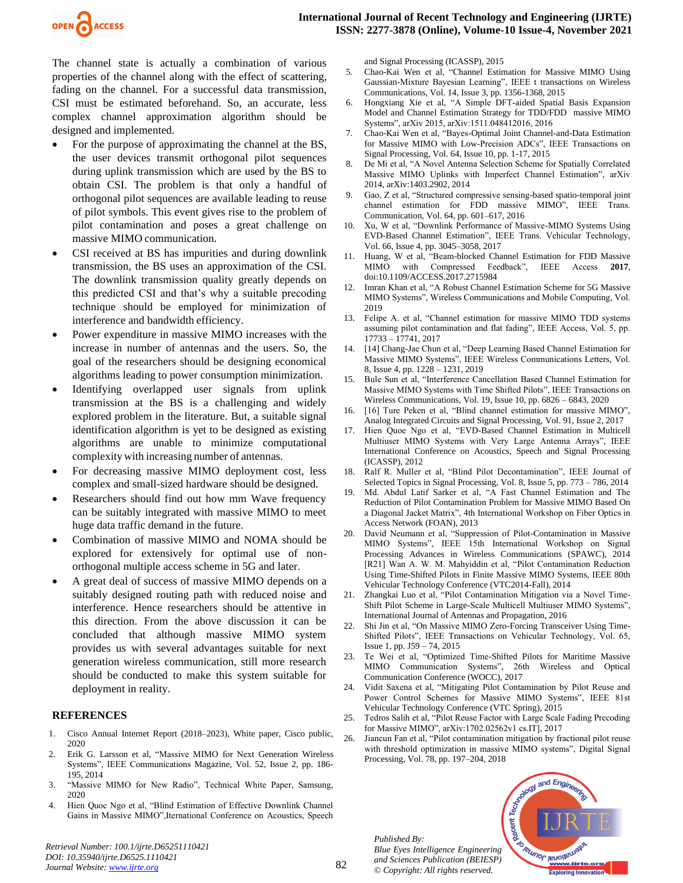The channel state is actually a combination of various properties of the channel along with the effect of scattering, fading on the channel. For a successful data transmission, CSI must be estimated beforehand. So, an accurate, less complex channel approximation algorithm should be designed and implemented.

- For the purpose of approximating the channel at the BS, the user devices transmit orthogonal pilot sequences during uplink transmission which are used by the BS to obtain CSI. The problem is that only a handful of orthogonal pilot sequences are available leading to reuse of pilot symbols. This event gives rise to the problem of pilot contamination and poses a great challenge on massive MIMO communication.
- CSI received at BS has impurities and during downlink transmission, the BS uses an approximation of the CSI. The downlink transmission quality greatly depends on this predicted CSI and that's why a suitable precoding technique should be employed for minimization of interference and bandwidth efficiency.
- Power expenditure in massive MIMO increases with the increase in number of antennas and the users. So, the goal of the researchers should be designing economical algorithms leading to power consumption minimization.
- Identifying overlapped user signals from uplink transmission at the BS is a challenging and widely explored problem in the literature. But, a suitable signal identification algorithm is yet to be designed as existing algorithms are unable to minimize computational complexity with increasing number of antennas.
- For decreasing massive MIMO deployment cost, less complex and small-sized hardware should be designed.
- Researchers should find out how mm Wave frequency can be suitably integrated with massive MIMO to meet huge data traffic demand in the future.
- Combination of massive MIMO and NOMA should be explored for extensively for optimal use of non-orthogonal multiple access scheme in 5G and later.
- A great deal of success of massive MIMO depends on a suitably designed routing path with reduced noise and interference. Hence researchers should be attentive in this direction. From the above discussion it can be concluded that although massive MIMO system provides us with several advantages suitable for next generation wireless communication, still more research should be conducted to make this system suitable for deployment in reality.

## REFERENCES

1. Cisco Annual Internet Report (2018–2023), White paper, Cisco public, 2020
2. Erik G. Larsson et al, "Massive MIMO for Next Generation Wireless Systems", IEEE Communications Magazine, Vol. 52, Issue 2, pp. 186-195, 2014
3. "Massive MIMO for New Radio", Technical White Paper, Samsung, 2020
4. Hien Quoc Ngo et al, "Blind Estimation of Effective Downlink Channel Gains in Massive MIMO",Iternational Conference on Acoustics, Speech and Signal Processing (ICASSP), 2015
5. Chao-Kai Wen et al, "Channel Estimation for Massive MIMO Using Gaussian-Mixture Bayesian Learning", IEEE t transactions on Wireless Communications, Vol. 14, Issue 3, pp. 1356-1368, 2015
6. Hongxiang Xie et al, "A Simple DFT-aided Spatial Basis Expansion Model and Channel Estimation Strategy for TDD/FDD massive MIMO Systems", arXiv 2015, arXiv:1511.048412016, 2016
7. Chao-Kai Wen et al, "Bayes-Optimal Joint Channel-and-Data Estimation for Massive MIMO with Low-Precision ADCs", IEEE Transactions on Signal Processing, Vol. 64, Issue 10, pp. 1-17, 2015
8. De Mi et al, "A Novel Antenna Selection Scheme for Spatially Correlated Massive MIMO Uplinks with Imperfect Channel Estimation", arXiv 2014, arXiv:1403.2902, 2014
9. Gao, Z et al, "Structured compressive sensing-based spatio-temporal joint channel estimation for FDD massive MIMO", IEEE Trans. Communication, Vol. 64, pp. 601–617, 2016
10. Xu, W et al, "Downlink Performance of Massive-MIMO Systems Using EVD-Based Channel Estimation", IEEE Trans. Vehicular Technology, Vol. 66, Issue 4, pp. 3045–3058, 2017
11. Huang, W et al, "Beam-blocked Channel Estimation for FDD Massive MIMO with Compressed Feedback", IEEE Access **2017**, doi:10.1109/ACCESS.2017.2715984
12. Imran Khan et al, "A Robust Channel Estimation Scheme for 5G Massive MIMO Systems", Wireless Communications and Mobile Computing, Vol. 2019
13. Felipe A. et al, "Channel estimation for massive MIMO TDD systems assuming pilot contamination and flat fading", IEEE Access, Vol. 5, pp. 17733 – 17741, 2017
14. [14] Chang-Jae Chun et al, "Deep Learning Based Channel Estimation for Massive MIMO Systems", IEEE Wireless Communications Letters, Vol. 8, Issue 4, pp. 1228 – 1231, 2019
15. Bule Sun et al, "Interference Cancellation Based Channel Estimation for Massive MIMO Systems with Time Shifted Pilots", IEEE Transactions on Wireless Communications, Vol. 19, Issue 10, pp. 6826 – 6843, 2020
16. [16] Ture Peken et al, "Blind channel estimation for massive MIMO", Analog Integrated Circuits and Signal Processing, Vol. 91, Issue 2, 2017
17. Hien Quoe Ngo et al, "EVD-Based Channel Estimation in Multicell Multiuser MIMO Systems with Very Large Antenna Arrays", IEEE International Conference on Acoustics, Speech and Signal Processing (ICASSP), 2012
18. Ralf R. Muller et al, "Blind Pilot Decontamination", IEEE Journal of Selected Topics in Signal Processing, Vol. 8, Issue 5, pp. 773 – 786, 2014
19. Md. Abdul Latif Sarker et al, "A Fast Channel Estimation and The Reduction of Pilot Contamination Problem for Massive MIMO Based On a Diagonal Jacket Matrix", 4th International Workshop on Fiber Optics in Access Network (FOAN), 2013
20. David Neumann et al, "Suppression of Pilot-Contamination in Massive MIMO Systems", IEEE 15th International Workshop on Signal Processing Advances in Wireless Communications (SPAWC), 2014 [R21] Wan A. W. M. Mahyiddin et al, "Pilot Contamination Reduction Using Time-Shifted Pilots in Finite Massive MIMO Systems, IEEE 80th Vehicular Technology Conference (VTC2014-Fall), 2014
21. Zhangkai Luo et al, "Pilot Contamination Mitigation via a Novel Time-Shift Pilot Scheme in Large-Scale Multicell Multiuser MIMO Systems", International Journal of Antennas and Propagation, 2016
22. Shi Jin et al, "On Massive MIMO Zero-Forcing Transceiver Using Time-Shifted Pilots", IEEE Transactions on Vehicular Technology, Vol. 65, Issue 1, pp. J59 – 74, 2015
23. Te Wei et al, "Optimized Time-Shifted Pilots for Maritime Massive MIMO Communication Systems", 26th Wireless and Optical Communication Conference (WOCC), 2017
24. Vidit Saxena et al, "Mitigating Pilot Contamination by Pilot Reuse and Power Control Schemes for Massive MIMO Systems", IEEE 81st Vehicular Technology Conference (VTC Spring), 2015
25. Tedros Salih et al, "Pilot Reuse Factor with Large Scale Fading Precoding for Massive MIMO", arXiv:1702.02562v1 cs.IT], 2017
26. Jiancun Fan et al, "Pilot contamination mitigation by fractional pilot reuse with threshold optimization in massive MIMO systems", Digital Signal Processing, Vol. 78, pp. 197–204, 2018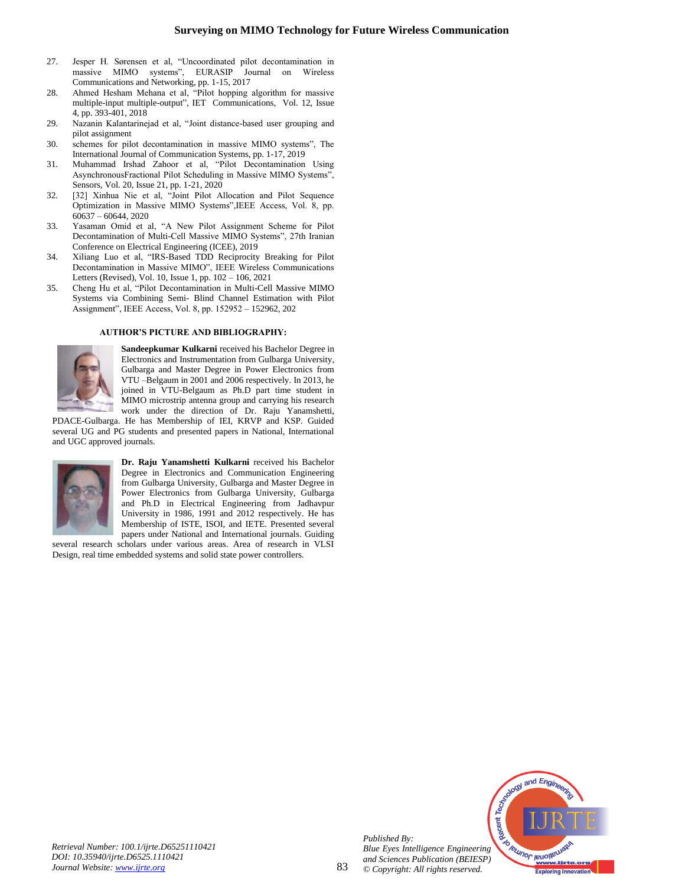27. Jesper H. Sørensen et al, "Uncoordinated pilot decontamination in massive MIMO systems", EURASIP Journal on Wireless Communications and Networking, pp. 1-15, 2017
28. Ahmed Hesham Mehana et al, "Pilot hopping algorithm for massive multiple-input multiple-output", IET Communications, Vol. 12, Issue 4, pp. 393-401, 2018
29. Nazanin Kalantarinejad et al, "Joint distance-based user grouping and pilot assignment
30. schemes for pilot decontamination in massive MIMO systems", The International Journal of Communication Systems, pp. 1-17, 2019
31. Muhammad Irshad Zahoor et al, "Pilot Decontamination Using AsynchronousFractional Pilot Scheduling in Massive MIMO Systems", Sensors, Vol. 20, Issue 21, pp. 1-21, 2020
32. [32] Xinhua Nie et al, "Joint Pilot Allocation and Pilot Sequence Optimization in Massive MIMO Systems",IEEE Access, Vol. 8, pp. 60637 – 60644, 2020
33. Yasaman Omid et al, "A New Pilot Assignment Scheme for Pilot Decontamination of Multi-Cell Massive MIMO Systems", 27th Iranian Conference on Electrical Engineering (ICEE), 2019
34. Xiliang Luo et al, "IRS-Based TDD Reciprocity Breaking for Pilot Decontamination in Massive MIMO", IEEE Wireless Communications Letters (Revised), Vol. 10, Issue 1, pp. 102 – 106, 2021
35. Cheng Hu et al, "Pilot Decontamination in Multi-Cell Massive MIMO Systems via Combining Semi- Blind Channel Estimation with Pilot Assignment", IEEE Access, Vol. 8, pp. 152952 – 152962, 202

## AUTHOR'S PICTURE AND BIBLIOGRAPHY:

**Sandeepkumar Kulkarni** received his Bachelor Degree in Electronics and Instrumentation from Gulbarga University, Gulbarga and Master Degree in Power Electronics from VTU –Belgaum in 2001 and 2006 respectively. In 2013, he joined in VTU-Belgaum as Ph.D part time student in MIMO microstrip antenna group and carrying his research work under the direction of Dr. Raju Yanamshetti, PDACE-Gulbarga. He has Membership of IEI, KRVP and KSP. Guided several UG and PG students and presented papers in National, International and UGC approved journals.

**Dr. Raju Yanamshetti Kulkarni** received his Bachelor Degree in Electronics and Communication Engineering from Gulbarga University, Gulbarga and Master Degree in Power Electronics from Gulbarga University, Gulbarga and Ph.D in Electrical Engineering from Jadhavpur University in 1986, 1991 and 2012 respectively. He has Membership of ISTE, ISOI, and IETE. Presented several papers under National and International journals. Guiding several research scholars under various areas. Area of research in VLSI Design, real time embedded systems and solid state power controllers.